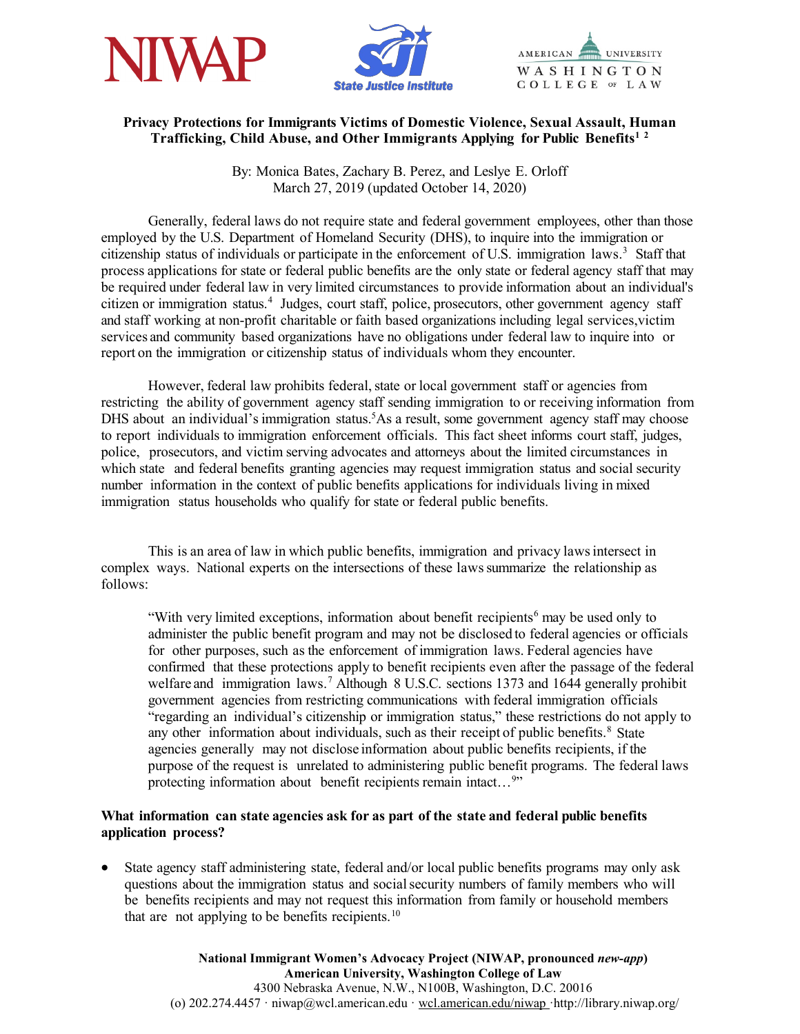**Privacy Protections for Immigrants Victims of Domestic Violence, Sexual Assault, Human Trafficking, Child Abuse, and Other Immigrants Applying for Public Benefits[1] [2]**

By: Monica Bates, Zachary B. Perez, and Leslye E. Orloff
March 27, 2019 (updated October 14, 2020)

Generally, federal laws do not require state and federal government employees, other than those employed by the U.S. Department of Homeland Security (DHS), to inquire into the immigration or citizenship status of individuals or participate in the enforcement of U.S. immigration laws.[3] Staff that process applications for state or federal public benefits are the only state or federal agency staff that may be required under federal law in very limited circumstances to provide information about an individual's citizen or immigration status.[4] Judges, court staff, police, prosecutors, other government agency staff and staff working at non-profit charitable or faith based organizations including legal services,victim services and community based organizations have no obligations under federal law to inquire into or report on the immigration or citizenship status of individuals whom they encounter.

However, federal law prohibits federal, state or local government staff or agencies from restricting the ability of government agency staff sending immigration to or receiving information from DHS about an individual's immigration status.[5]As a result, some government agency staff may choose to report individuals to immigration enforcement officials. This fact sheet informs court staff, judges, police, prosecutors, and victim serving advocates and attorneys about the limited circumstances in which state and federal benefits granting agencies may request immigration status and social security number information in the context of public benefits applications for individuals living in mixed immigration status households who qualify for state or federal public benefits.

This is an area of law in which public benefits, immigration and privacy laws intersect in complex ways. National experts on the intersections of these laws summarize the relationship as follows:

> "With very limited exceptions, information about benefit recipients[6] may be used only to administer the public benefit program and may not be disclosed to federal agencies or officials for other purposes, such as the enforcement of immigration laws. Federal agencies have confirmed that these protections apply to benefit recipients even after the passage of the federal welfare and immigration laws.[7] Although 8 U.S.C. sections 1373 and 1644 generally prohibit government agencies from restricting communications with federal immigration officials "regarding an individual's citizenship or immigration status," these restrictions do not apply to any other information about individuals, such as their receipt of public benefits.[8] State agencies generally may not disclose information about public benefits recipients, if the purpose of the request is unrelated to administering public benefit programs. The federal laws protecting information about benefit recipients remain intact…[9]"

**What information can state agencies ask for as part of the state and federal public benefits application process?**

- State agency staff administering state, federal and/or local public benefits programs may only ask questions about the immigration status and social security numbers of family members who will be benefits recipients and may not request this information from family or household members that are not applying to be benefits recipients.[10]

**National Immigrant Women's Advocacy Project (NIWAP, pronounced *new-app*)**
**American University, Washington College of Law**
4300 Nebraska Avenue, N.W., N100B, Washington, D.C. 20016
(o) 202.274.4457 · niwap@wcl.american.edu · wcl.american.edu/niwap · http://library.niwap.org/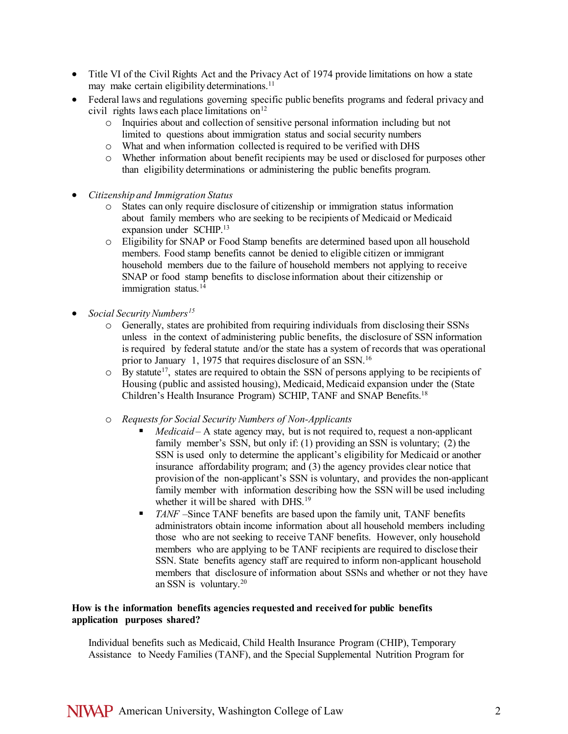- Title VI of the Civil Rights Act and the Privacy Act of 1974 provide limitations on how a state may make certain eligibility determinations.[11]
- Federal laws and regulations governing specific public benefits programs and federal privacy and civil rights laws each place limitations on[12]
    - Inquiries about and collection of sensitive personal information including but not limited to questions about immigration status and social security numbers
    - What and when information collected is required to be verified with DHS
    - Whether information about benefit recipients may be used or disclosed for purposes other than eligibility determinations or administering the public benefits program.

- *Citizenship and Immigration Status*
    - States can only require disclosure of citizenship or immigration status information about family members who are seeking to be recipients of Medicaid or Medicaid expansion under SCHIP.[13]
    - Eligibility for SNAP or Food Stamp benefits are determined based upon all household members. Food stamp benefits cannot be denied to eligible citizen or immigrant household members due to the failure of household members not applying to receive SNAP or food stamp benefits to disclose information about their citizenship or immigration status.[14]

- *Social Security Numbers*[15]
    - Generally, states are prohibited from requiring individuals from disclosing their SSNs unless in the context of administering public benefits, the disclosure of SSN information is required by federal statute and/or the state has a system of records that was operational prior to January 1, 1975 that requires disclosure of an SSN.[16]
    - By statute[17], states are required to obtain the SSN of persons applying to be recipients of Housing (public and assisted housing), Medicaid, Medicaid expansion under the (State Children's Health Insurance Program) SCHIP, TANF and SNAP Benefits.[18]
    - *Requests for Social Security Numbers of Non-Applicants*
        - *Medicaid* – A state agency may, but is not required to, request a non-applicant family member's SSN, but only if: (1) providing an SSN is voluntary; (2) the SSN is used only to determine the applicant's eligibility for Medicaid or another insurance affordability program; and (3) the agency provides clear notice that provision of the non-applicant's SSN is voluntary, and provides the non-applicant family member with information describing how the SSN will be used including whether it will be shared with DHS.[19]
        - *TANF* –Since TANF benefits are based upon the family unit, TANF benefits administrators obtain income information about all household members including those who are not seeking to receive TANF benefits. However, only household members who are applying to be TANF recipients are required to disclose their SSN. State benefits agency staff are required to inform non-applicant household members that disclosure of information about SSNs and whether or not they have an SSN is voluntary.[20]

**How is the information benefits agencies requested and received for public benefits application purposes shared?**

Individual benefits such as Medicaid, Child Health Insurance Program (CHIP), Temporary Assistance to Needy Families (TANF), and the Special Supplemental Nutrition Program for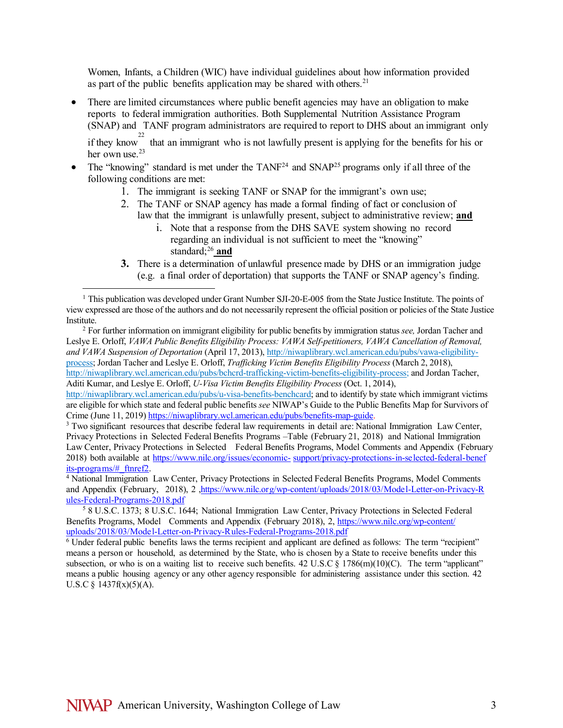Women, Infants, a Children (WIC) have individual guidelines about how information provided as part of the public benefits application may be shared with others.[21]

- There are limited circumstances where public benefit agencies may have an obligation to make reports to federal immigration authorities. Both Supplemental Nutrition Assistance Program (SNAP) and TANF program administrators are required to report to DHS about an immigrant only if they know[22] that an immigrant who is not lawfully present is applying for the benefits for his or her own use.[23]
- The "knowing" standard is met under the TANF[24] and SNAP[25] programs only if all three of the following conditions are met:
    1. The immigrant is seeking TANF or SNAP for the immigrant's own use;
    2. The TANF or SNAP agency has made a formal finding of fact or conclusion of law that the immigrant is unlawfully present, subject to administrative review; **and**
        i. Note that a response from the DHS SAVE system showing no record regarding an individual is not sufficient to meet the "knowing" standard;[26] **and**
    3. There is a determination of unlawful presence made by DHS or an immigration judge (e.g. a final order of deportation) that supports the TANF or SNAP agency's finding.

---

[1] This publication was developed under Grant Number SJI-20-E-005 from the State Justice Institute. The points of view expressed are those of the authors and do not necessarily represent the official position or policies of the State Justice Institute.

[2] For further information on immigrant eligibility for public benefits by immigration status *see,* Jordan Tacher and Leslye E. Orloff, *VAWA Public Benefits Eligibility Process: VAWA Self-petitioners, VAWA Cancellation of Removal, and VAWA Suspension of Deportation* (April 17, 2013), http://niwaplibrary.wcl.american.edu/pubs/vawa-eligibility-process; Jordan Tacher and Leslye E. Orloff, *Trafficking Victim Benefits Eligibility Process* (March 2, 2018), http://niwaplibrary.wcl.american.edu/pubs/bchcrd-trafficking-victim-benefits-eligibility-process; and Jordan Tacher, Aditi Kumar, and Leslye E. Orloff, *U-Visa Victim Benefits Eligibility Process* (Oct. 1, 2014), http://niwaplibrary.wcl.american.edu/pubs/u-visa-benefits-benchcard; and to identify by state which immigrant victims are eligible for which state and federal public benefits *see* NIWAP's Guide to the Public Benefits Map for Survivors of Crime (June 11, 2019) https://niwaplibrary.wcl.american.edu/pubs/benefits-map-guide.

[3] Two significant resources that describe federal law requirements in detail are: National Immigration Law Center, Privacy Protections in Selected Federal Benefits Programs –Table (February 21, 2018) and National Immigration Law Center, Privacy Protections in Selected Federal Benefits Programs, Model Comments and Appendix (February 2018) both available at https://www.nilc.org/issues/economic-support/privacy-protections-in-selected-federal-benefits-programs/#_ftnref2.

[4] National Immigration Law Center, Privacy Protections in Selected Federal Benefits Programs, Model Comments and Appendix (February, 2018), 2 ,https://www.nilc.org/wp-content/uploads/2018/03/Model-Letter-on-Privacy-Rules-Federal-Programs-2018.pdf

[5] 8 U.S.C. 1373; 8 U.S.C. 1644; National Immigration Law Center, Privacy Protections in Selected Federal Benefits Programs, Model Comments and Appendix (February 2018), 2, https://www.nilc.org/wp-content/uploads/2018/03/Model-Letter-on-Privacy-Rules-Federal-Programs-2018.pdf

[6] Under federal public benefits laws the terms recipient and applicant are defined as follows: The term "recipient" means a person or household, as determined by the State, who is chosen by a State to receive benefits under this subsection, or who is on a waiting list to receive such benefits. 42 U.S.C § 1786(m)(10)(C). The term "applicant" means a public housing agency or any other agency responsible for administering assistance under this section. 42 U.S.C § 1437f(x)(5)(A).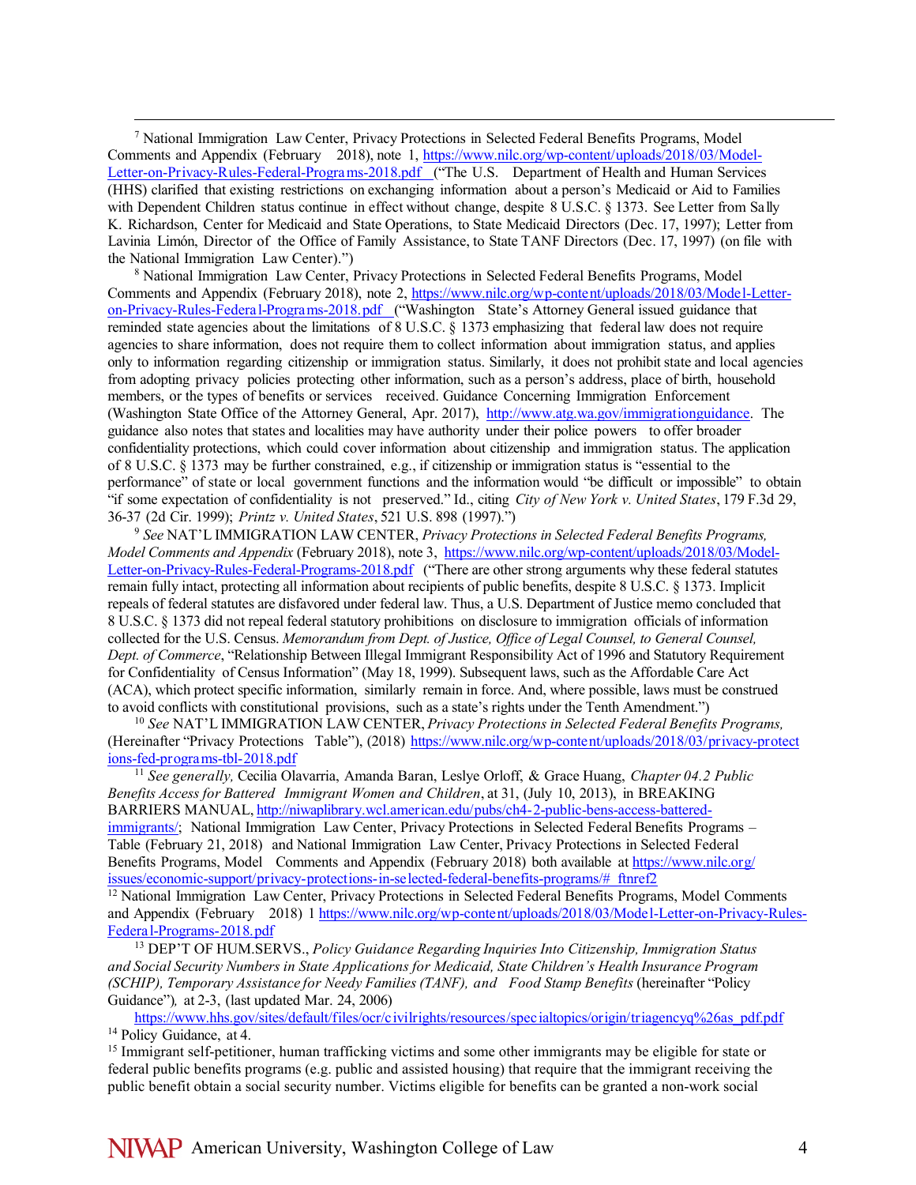[7] National Immigration Law Center, Privacy Protections in Selected Federal Benefits Programs, Model Comments and Appendix (February 2018), note 1, https://www.nilc.org/wp-content/uploads/2018/03/Model-Letter-on-Privacy-Rules-Federal-Programs-2018.pdf ("The U.S. Department of Health and Human Services (HHS) clarified that existing restrictions on exchanging information about a person's Medicaid or Aid to Families with Dependent Children status continue in effect without change, despite 8 U.S.C. § 1373. See Letter from Sally K. Richardson, Center for Medicaid and State Operations, to State Medicaid Directors (Dec. 17, 1997); Letter from Lavinia Limón, Director of the Office of Family Assistance, to State TANF Directors (Dec. 17, 1997) (on file with the National Immigration Law Center).")

[8] National Immigration Law Center, Privacy Protections in Selected Federal Benefits Programs, Model Comments and Appendix (February 2018), note 2, https://www.nilc.org/wp-content/uploads/2018/03/Model-Letter-on-Privacy-Rules-Federal-Programs-2018.pdf ("Washington State's Attorney General issued guidance that reminded state agencies about the limitations of 8 U.S.C. § 1373 emphasizing that federal law does not require agencies to share information, does not require them to collect information about immigration status, and applies only to information regarding citizenship or immigration status. Similarly, it does not prohibit state and local agencies from adopting privacy policies protecting other information, such as a person's address, place of birth, household members, or the types of benefits or services received. Guidance Concerning Immigration Enforcement (Washington State Office of the Attorney General, Apr. 2017), http://www.atg.wa.gov/immigrationguidance. The guidance also notes that states and localities may have authority under their police powers to offer broader confidentiality protections, which could cover information about citizenship and immigration status. The application of 8 U.S.C. § 1373 may be further constrained, e.g., if citizenship or immigration status is "essential to the performance" of state or local government functions and the information would "be difficult or impossible" to obtain "if some expectation of confidentiality is not preserved." Id., citing *City of New York v. United States*, 179 F.3d 29, 36-37 (2d Cir. 1999); *Printz v. United States*, 521 U.S. 898 (1997).")

[9] *See* NAT'L IMMIGRATION LAW CENTER, *Privacy Protections in Selected Federal Benefits Programs, Model Comments and Appendix* (February 2018), note 3, https://www.nilc.org/wp-content/uploads/2018/03/Model-Letter-on-Privacy-Rules-Federal-Programs-2018.pdf ("There are other strong arguments why these federal statutes remain fully intact, protecting all information about recipients of public benefits, despite 8 U.S.C. § 1373. Implicit repeals of federal statutes are disfavored under federal law. Thus, a U.S. Department of Justice memo concluded that 8 U.S.C. § 1373 did not repeal federal statutory prohibitions on disclosure to immigration officials of information collected for the U.S. Census. *Memorandum from Dept. of Justice, Office of Legal Counsel, to General Counsel, Dept. of Commerce*, "Relationship Between Illegal Immigrant Responsibility Act of 1996 and Statutory Requirement for Confidentiality of Census Information" (May 18, 1999). Subsequent laws, such as the Affordable Care Act (ACA), which protect specific information, similarly remain in force. And, where possible, laws must be construed to avoid conflicts with constitutional provisions, such as a state's rights under the Tenth Amendment.")

[10] *See* NAT'L IMMIGRATION LAW CENTER, *Privacy Protections in Selected Federal Benefits Programs,* (Hereinafter "Privacy Protections Table"), (2018) https://www.nilc.org/wp-content/uploads/2018/03/privacy-protections-fed-programs-tbl-2018.pdf

[11] *See generally,* Cecilia Olavarria, Amanda Baran, Leslye Orloff, & Grace Huang, *Chapter 04.2 Public Benefits Access for Battered Immigrant Women and Children*, at 31, (July 10, 2013), in BREAKING BARRIERS MANUAL, http://niwaplibrary.wcl.american.edu/pubs/ch4-2-public-bens-access-battered-immigrants/; National Immigration Law Center, Privacy Protections in Selected Federal Benefits Programs – Table (February 21, 2018) and National Immigration Law Center, Privacy Protections in Selected Federal Benefits Programs, Model Comments and Appendix (February 2018) both available at https://www.nilc.org/issues/economic-support/privacy-protections-in-selected-federal-benefits-programs/#_ftnref2

[12] National Immigration Law Center, Privacy Protections in Selected Federal Benefits Programs, Model Comments and Appendix (February 2018) 1 https://www.nilc.org/wp-content/uploads/2018/03/Model-Letter-on-Privacy-Rules-Federal-Programs-2018.pdf

[13] DEP'T OF HUM.SERVS., *Policy Guidance Regarding Inquiries Into Citizenship, Immigration Status and Social Security Numbers in State Applications for Medicaid, State Children's Health Insurance Program (SCHIP), Temporary Assistance for Needy Families (TANF), and Food Stamp Benefits* (hereinafter "Policy Guidance")*,* at 2-3, (last updated Mar. 24, 2006) https://www.hhs.gov/sites/default/files/ocr/civilrights/resources/specialtopics/origin/triagencyq%26as_pdf.pdf

[14] Policy Guidance, at 4.

[15] Immigrant self-petitioner, human trafficking victims and some other immigrants may be eligible for state or federal public benefits programs (e.g. public and assisted housing) that require that the immigrant receiving the public benefit obtain a social security number. Victims eligible for benefits can be granted a non-work social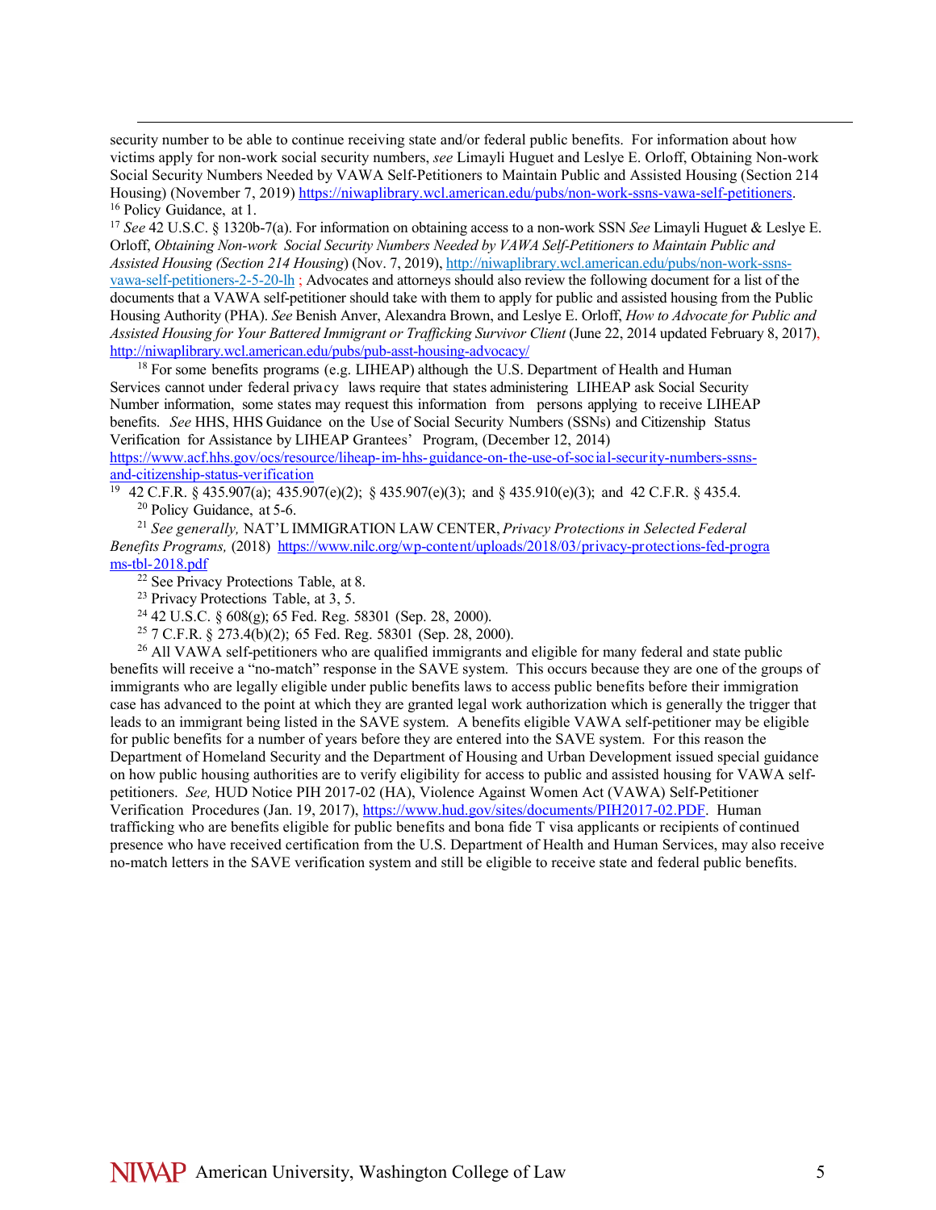security number to be able to continue receiving state and/or federal public benefits. For information about how victims apply for non-work social security numbers, *see* Limayli Huguet and Leslye E. Orloff, Obtaining Non-work Social Security Numbers Needed by VAWA Self-Petitioners to Maintain Public and Assisted Housing (Section 214 Housing) (November 7, 2019) https://niwaplibrary.wcl.american.edu/pubs/non-work-ssns-vawa-self-petitioners.

[16] Policy Guidance, at 1.

[17] *See* 42 U.S.C. § 1320b-7(a). For information on obtaining access to a non-work SSN *See* Limayli Huguet & Leslye E. Orloff, *Obtaining Non-work Social Security Numbers Needed by VAWA Self-Petitioners to Maintain Public and Assisted Housing (Section 214 Housing*) (Nov. 7, 2019), http://niwaplibrary.wcl.american.edu/pubs/non-work-ssns-vawa-self-petitioners-2-5-20-lh ; Advocates and attorneys should also review the following document for a list of the documents that a VAWA self-petitioner should take with them to apply for public and assisted housing from the Public Housing Authority (PHA). *See* Benish Anver, Alexandra Brown, and Leslye E. Orloff, *How to Advocate for Public and Assisted Housing for Your Battered Immigrant or Trafficking Survivor Client* (June 22, 2014 updated February 8, 2017), http://niwaplibrary.wcl.american.edu/pubs/pub-asst-housing-advocacy/

[18] For some benefits programs (e.g. LIHEAP) although the U.S. Department of Health and Human Services cannot under federal privacy laws require that states administering LIHEAP ask Social Security Number information, some states may request this information from persons applying to receive LIHEAP benefits. *See* HHS, HHS Guidance on the Use of Social Security Numbers (SSNs) and Citizenship Status Verification for Assistance by LIHEAP Grantees' Program, (December 12, 2014) https://www.acf.hhs.gov/ocs/resource/liheap-im-hhs-guidance-on-the-use-of-social-security-numbers-ssns-and-citizenship-status-verification

[19] 42 C.F.R. § 435.907(a); 435.907(e)(2); § 435.907(e)(3); and § 435.910(e)(3); and 42 C.F.R. § 435.4.

[20] Policy Guidance, at 5-6.

[21] *See generally,* NAT'L IMMIGRATION LAW CENTER, *Privacy Protections in Selected Federal Benefits Programs,* (2018) https://www.nilc.org/wp-content/uploads/2018/03/privacy-protections-fed-programs-tbl-2018.pdf

[22] See Privacy Protections Table, at 8.

[23] Privacy Protections Table, at 3, 5.

[24] 42 U.S.C. § 608(g); 65 Fed. Reg. 58301 (Sep. 28, 2000).

[25] 7 C.F.R. § 273.4(b)(2); 65 Fed. Reg. 58301 (Sep. 28, 2000).

[26] All VAWA self-petitioners who are qualified immigrants and eligible for many federal and state public benefits will receive a "no-match" response in the SAVE system. This occurs because they are one of the groups of immigrants who are legally eligible under public benefits laws to access public benefits before their immigration case has advanced to the point at which they are granted legal work authorization which is generally the trigger that leads to an immigrant being listed in the SAVE system. A benefits eligible VAWA self-petitioner may be eligible for public benefits for a number of years before they are entered into the SAVE system. For this reason the Department of Homeland Security and the Department of Housing and Urban Development issued special guidance on how public housing authorities are to verify eligibility for access to public and assisted housing for VAWA self-petitioners. *See,* HUD Notice PIH 2017-02 (HA), Violence Against Women Act (VAWA) Self-Petitioner Verification Procedures (Jan. 19, 2017), https://www.hud.gov/sites/documents/PIH2017-02.PDF. Human trafficking who are benefits eligible for public benefits and bona fide T visa applicants or recipients of continued presence who have received certification from the U.S. Department of Health and Human Services, may also receive no-match letters in the SAVE verification system and still be eligible to receive state and federal public benefits.